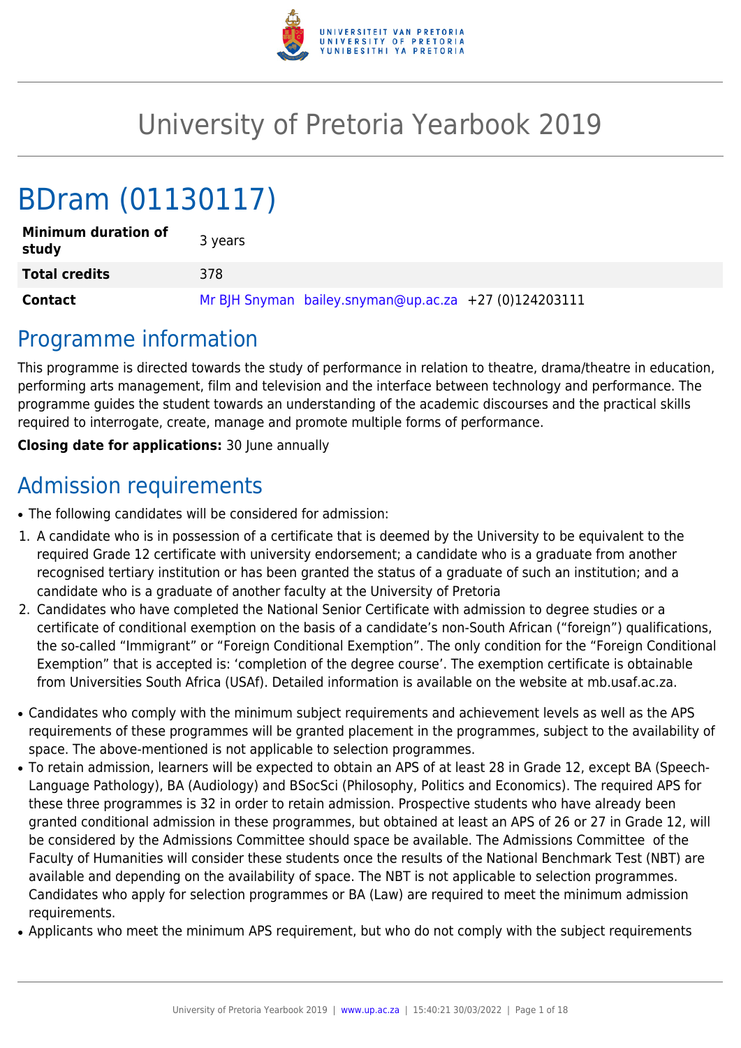# University of Pretoria Yearbook 2019

# BDram (01130117)

| **Minimum duration of study** | 3 years |
|---|---|
| **Total credits** | 378 |
| **Contact** | Mr BJH Snyman bailey.snyman@up.ac.za +27 (0)124203111 |

## Programme information

This programme is directed towards the study of performance in relation to theatre, drama/theatre in education, performing arts management, film and television and the interface between technology and performance. The programme guides the student towards an understanding of the academic discourses and the practical skills required to interrogate, create, manage and promote multiple forms of performance.

**Closing date for applications:** 30 June annually

## Admission requirements

- The following candidates will be considered for admission:

1. A candidate who is in possession of a certificate that is deemed by the University to be equivalent to the required Grade 12 certificate with university endorsement; a candidate who is a graduate from another recognised tertiary institution or has been granted the status of a graduate of such an institution; and a candidate who is a graduate of another faculty at the University of Pretoria
2. Candidates who have completed the National Senior Certificate with admission to degree studies or a certificate of conditional exemption on the basis of a candidate's non-South African ("foreign") qualifications, the so-called "Immigrant" or "Foreign Conditional Exemption". The only condition for the "Foreign Conditional Exemption" that is accepted is: 'completion of the degree course'. The exemption certificate is obtainable from Universities South Africa (USAf). Detailed information is available on the website at mb.usaf.ac.za.

- Candidates who comply with the minimum subject requirements and achievement levels as well as the APS requirements of these programmes will be granted placement in the programmes, subject to the availability of space. The above-mentioned is not applicable to selection programmes.
- To retain admission, learners will be expected to obtain an APS of at least 28 in Grade 12, except BA (Speech-Language Pathology), BA (Audiology) and BSocSci (Philosophy, Politics and Economics). The required APS for these three programmes is 32 in order to retain admission. Prospective students who have already been granted conditional admission in these programmes, but obtained at least an APS of 26 or 27 in Grade 12, will be considered by the Admissions Committee should space be available. The Admissions Committee of the Faculty of Humanities will consider these students once the results of the National Benchmark Test (NBT) are available and depending on the availability of space. The NBT is not applicable to selection programmes. Candidates who apply for selection programmes or BA (Law) are required to meet the minimum admission requirements.
- Applicants who meet the minimum APS requirement, but who do not comply with the subject requirements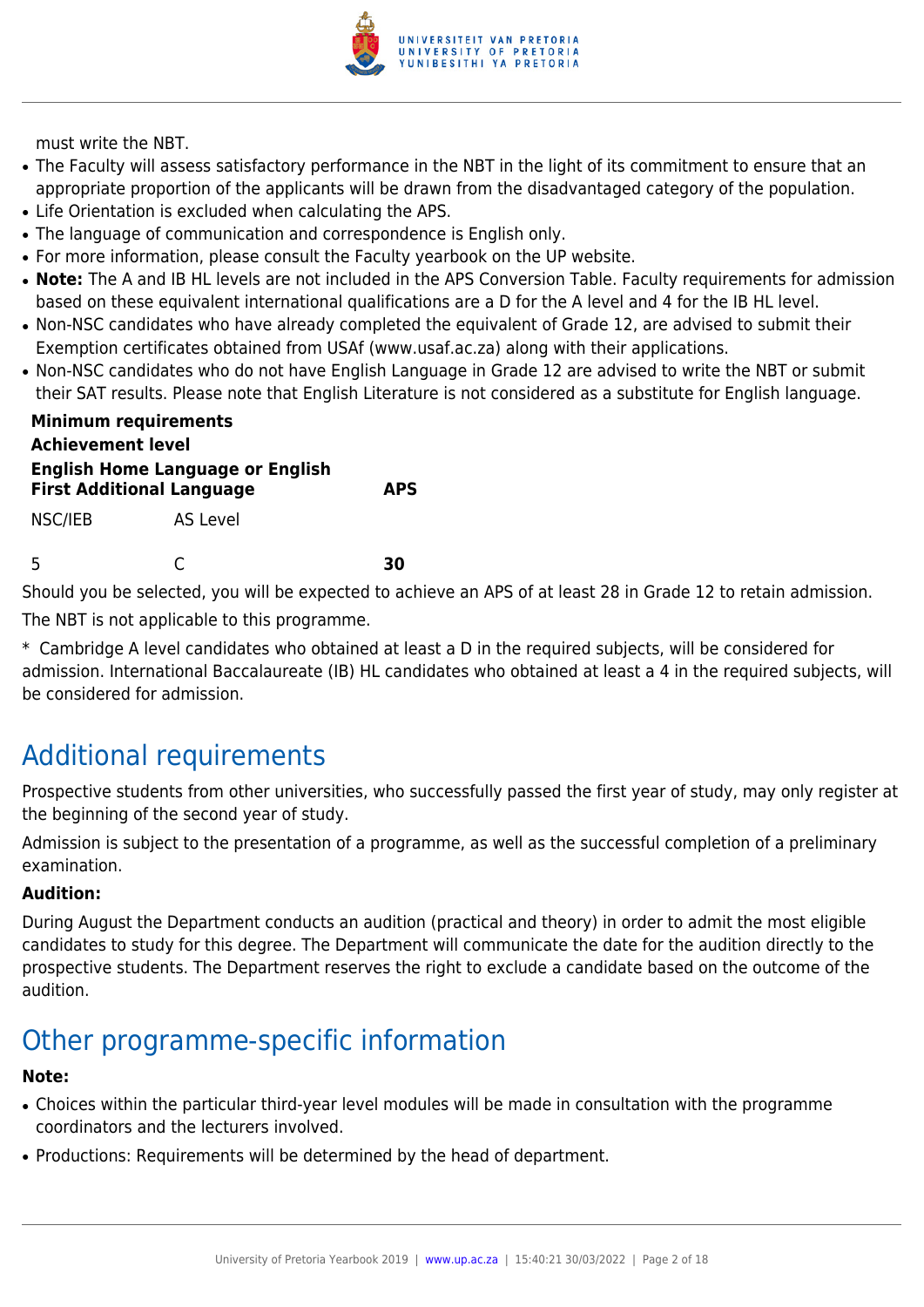must write the NBT.

- The Faculty will assess satisfactory performance in the NBT in the light of its commitment to ensure that an appropriate proportion of the applicants will be drawn from the disadvantaged category of the population.
- Life Orientation is excluded when calculating the APS.
- The language of communication and correspondence is English only.
- For more information, please consult the Faculty yearbook on the UP website.
- **Note:** The A and IB HL levels are not included in the APS Conversion Table. Faculty requirements for admission based on these equivalent international qualifications are a D for the A level and 4 for the IB HL level.
- Non-NSC candidates who have already completed the equivalent of Grade 12, are advised to submit their Exemption certificates obtained from USAf (www.usaf.ac.za) along with their applications.
- Non-NSC candidates who do not have English Language in Grade 12 are advised to write the NBT or submit their SAT results. Please note that English Literature is not considered as a substitute for English language.

| **Minimum requirements** | | |
|---|---|---|
| **Achievement level** | | |
| **English Home Language or English First Additional Language** | | **APS** |
| NSC/IEB | AS Level | |
| 5 | C | **30** |

Should you be selected, you will be expected to achieve an APS of at least 28 in Grade 12 to retain admission.

The NBT is not applicable to this programme.

* Cambridge A level candidates who obtained at least a D in the required subjects, will be considered for admission. International Baccalaureate (IB) HL candidates who obtained at least a 4 in the required subjects, will be considered for admission.

# Additional requirements

Prospective students from other universities, who successfully passed the first year of study, may only register at the beginning of the second year of study.

Admission is subject to the presentation of a programme, as well as the successful completion of a preliminary examination.

**Audition:**

During August the Department conducts an audition (practical and theory) in order to admit the most eligible candidates to study for this degree. The Department will communicate the date for the audition directly to the prospective students. The Department reserves the right to exclude a candidate based on the outcome of the audition.

# Other programme-specific information

**Note:**

- Choices within the particular third-year level modules will be made in consultation with the programme coordinators and the lecturers involved.
- Productions: Requirements will be determined by the head of department.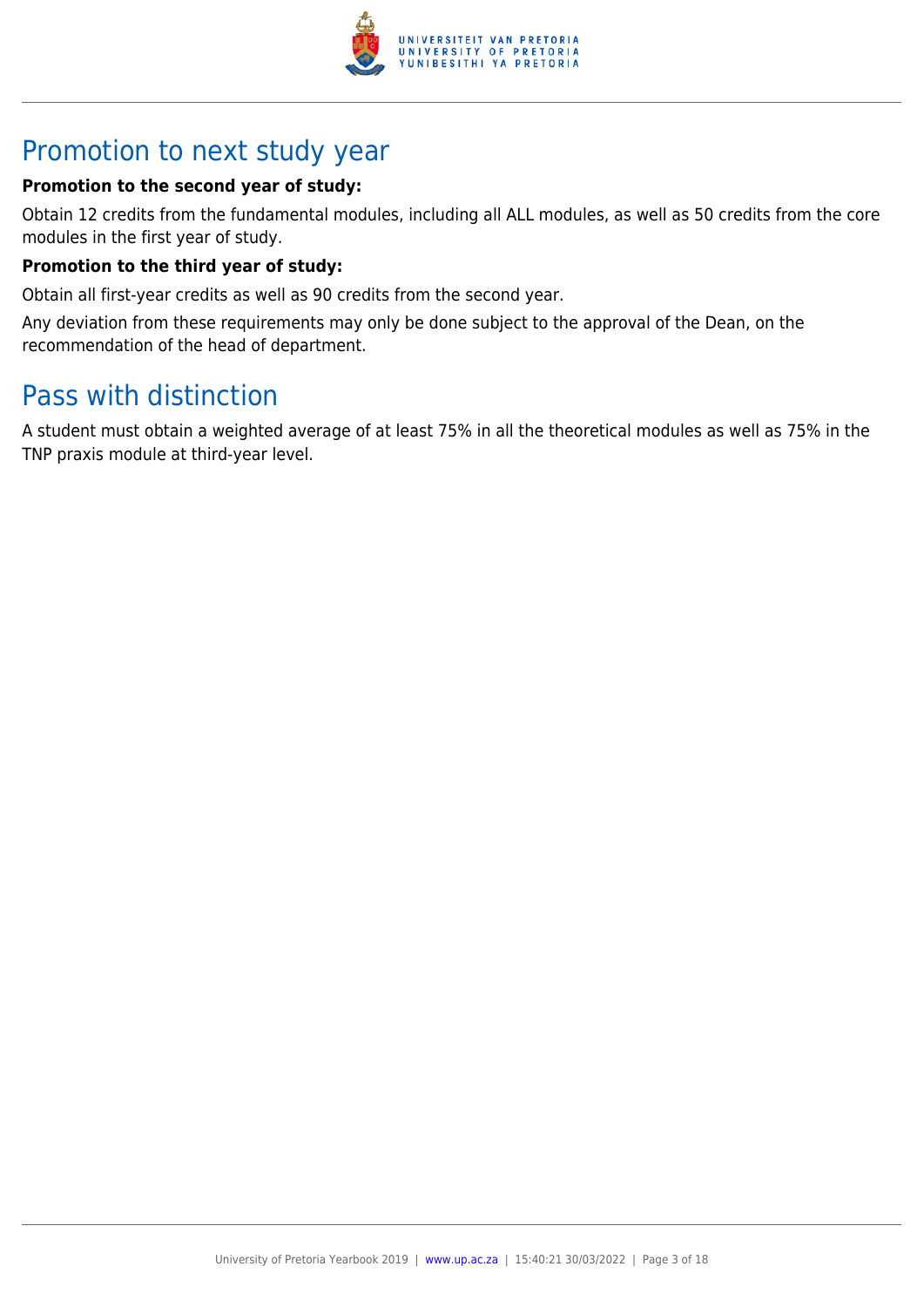## Promotion to next study year

**Promotion to the second year of study:**

Obtain 12 credits from the fundamental modules, including all ALL modules, as well as 50 credits from the core modules in the first year of study.

**Promotion to the third year of study:**

Obtain all first-year credits as well as 90 credits from the second year.

Any deviation from these requirements may only be done subject to the approval of the Dean, on the recommendation of the head of department.

## Pass with distinction

A student must obtain a weighted average of at least 75% in all the theoretical modules as well as 75% in the TNP praxis module at third-year level.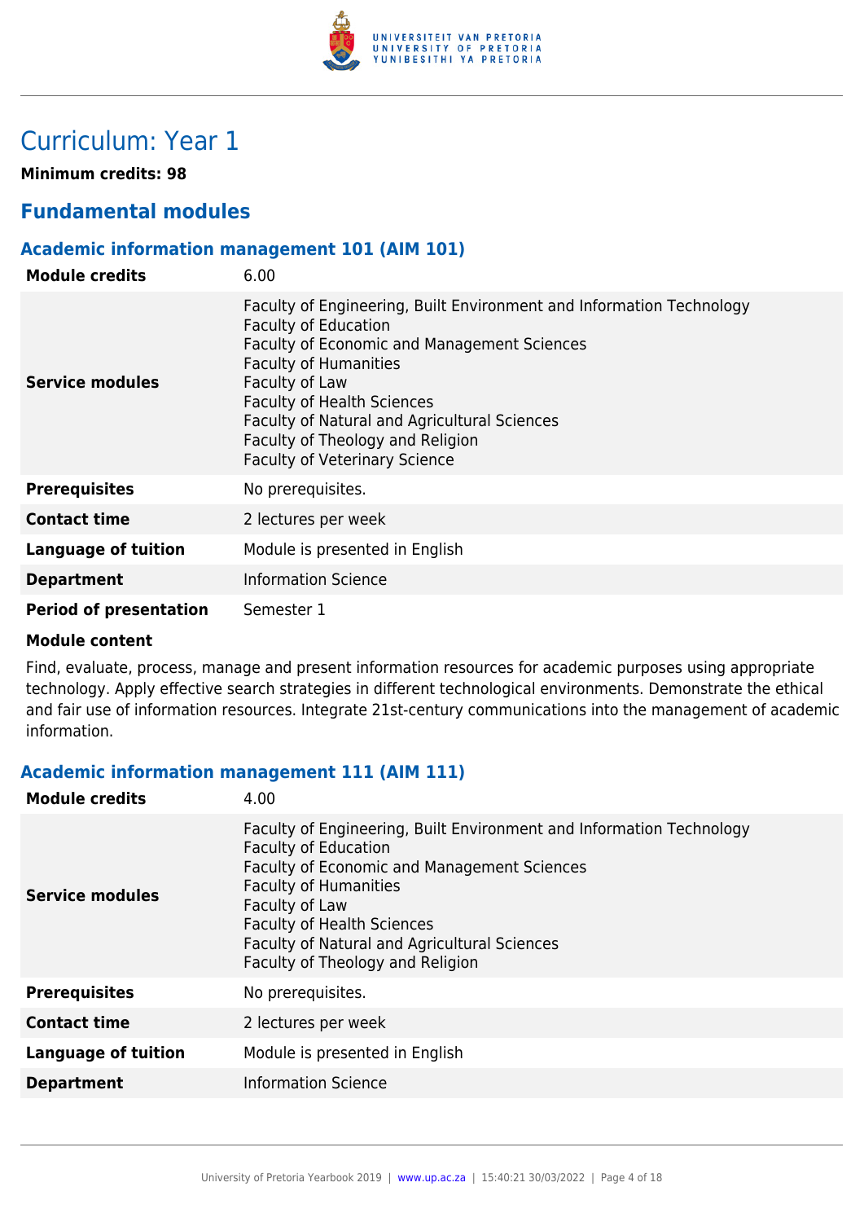# Curriculum: Year 1

**Minimum credits: 98**

## Fundamental modules

### Academic information management 101 (AIM 101)

| | |
|---|---|
| **Module credits** | 6.00 |
| **Service modules** | Faculty of Engineering, Built Environment and Information Technology<br>Faculty of Education<br>Faculty of Economic and Management Sciences<br>Faculty of Humanities<br>Faculty of Law<br>Faculty of Health Sciences<br>Faculty of Natural and Agricultural Sciences<br>Faculty of Theology and Religion<br>Faculty of Veterinary Science |
| **Prerequisites** | No prerequisites. |
| **Contact time** | 2 lectures per week |
| **Language of tuition** | Module is presented in English |
| **Department** | Information Science |
| **Period of presentation** | Semester 1 |

**Module content**

Find, evaluate, process, manage and present information resources for academic purposes using appropriate technology. Apply effective search strategies in different technological environments. Demonstrate the ethical and fair use of information resources. Integrate 21st-century communications into the management of academic information.

### Academic information management 111 (AIM 111)

| | |
|---|---|
| **Module credits** | 4.00 |
| **Service modules** | Faculty of Engineering, Built Environment and Information Technology<br>Faculty of Education<br>Faculty of Economic and Management Sciences<br>Faculty of Humanities<br>Faculty of Law<br>Faculty of Health Sciences<br>Faculty of Natural and Agricultural Sciences<br>Faculty of Theology and Religion |
| **Prerequisites** | No prerequisites. |
| **Contact time** | 2 lectures per week |
| **Language of tuition** | Module is presented in English |
| **Department** | Information Science |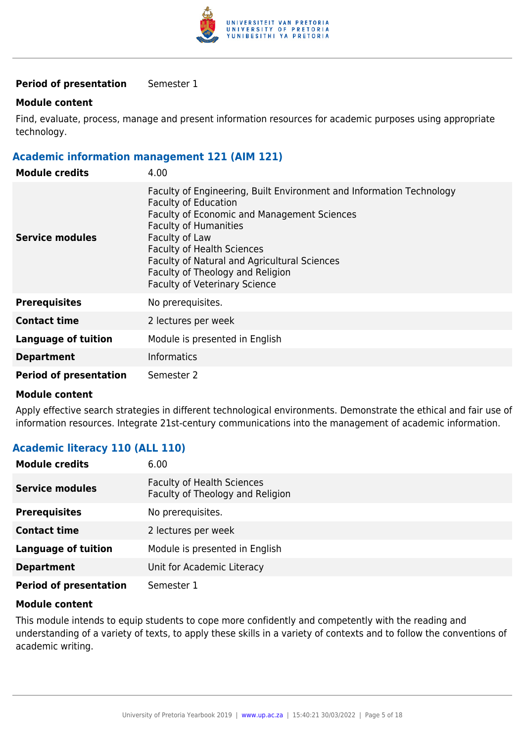| | |
|---|---|
| **Period of presentation** | Semester 1 |

**Module content**

Find, evaluate, process, manage and present information resources for academic purposes using appropriate technology.

### Academic information management 121 (AIM 121)

| | |
|---|---|
| **Module credits** | 4.00 |
| **Service modules** | Faculty of Engineering, Built Environment and Information Technology<br>Faculty of Education<br>Faculty of Economic and Management Sciences<br>Faculty of Humanities<br>Faculty of Law<br>Faculty of Health Sciences<br>Faculty of Natural and Agricultural Sciences<br>Faculty of Theology and Religion<br>Faculty of Veterinary Science |
| **Prerequisites** | No prerequisites. |
| **Contact time** | 2 lectures per week |
| **Language of tuition** | Module is presented in English |
| **Department** | Informatics |
| **Period of presentation** | Semester 2 |

**Module content**

Apply effective search strategies in different technological environments. Demonstrate the ethical and fair use of information resources. Integrate 21st-century communications into the management of academic information.

### Academic literacy 110 (ALL 110)

| | |
|---|---|
| **Module credits** | 6.00 |
| **Service modules** | Faculty of Health Sciences<br>Faculty of Theology and Religion |
| **Prerequisites** | No prerequisites. |
| **Contact time** | 2 lectures per week |
| **Language of tuition** | Module is presented in English |
| **Department** | Unit for Academic Literacy |
| **Period of presentation** | Semester 1 |

**Module content**

This module intends to equip students to cope more confidently and competently with the reading and understanding of a variety of texts, to apply these skills in a variety of contexts and to follow the conventions of academic writing.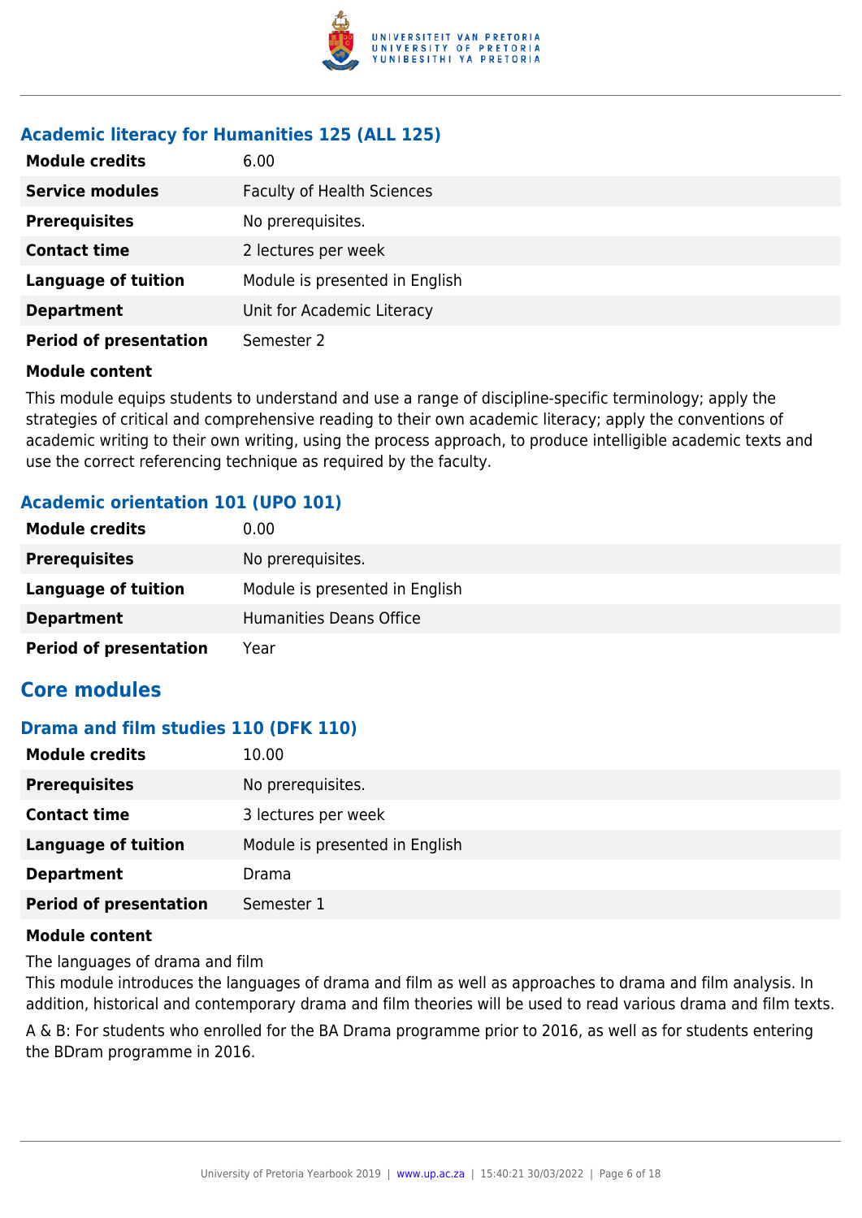### Academic literacy for Humanities 125 (ALL 125)

| | |
|---|---|
| **Module credits** | 6.00 |
| **Service modules** | Faculty of Health Sciences |
| **Prerequisites** | No prerequisites. |
| **Contact time** | 2 lectures per week |
| **Language of tuition** | Module is presented in English |
| **Department** | Unit for Academic Literacy |
| **Period of presentation** | Semester 2 |

**Module content**

This module equips students to understand and use a range of discipline-specific terminology; apply the strategies of critical and comprehensive reading to their own academic literacy; apply the conventions of academic writing to their own writing, using the process approach, to produce intelligible academic texts and use the correct referencing technique as required by the faculty.

### Academic orientation 101 (UPO 101)

| | |
|---|---|
| **Module credits** | 0.00 |
| **Prerequisites** | No prerequisites. |
| **Language of tuition** | Module is presented in English |
| **Department** | Humanities Deans Office |
| **Period of presentation** | Year |

## Core modules

### Drama and film studies 110 (DFK 110)

| | |
|---|---|
| **Module credits** | 10.00 |
| **Prerequisites** | No prerequisites. |
| **Contact time** | 3 lectures per week |
| **Language of tuition** | Module is presented in English |
| **Department** | Drama |
| **Period of presentation** | Semester 1 |

**Module content**

The languages of drama and film

This module introduces the languages of drama and film as well as approaches to drama and film analysis. In addition, historical and contemporary drama and film theories will be used to read various drama and film texts.

A & B: For students who enrolled for the BA Drama programme prior to 2016, as well as for students entering the BDram programme in 2016.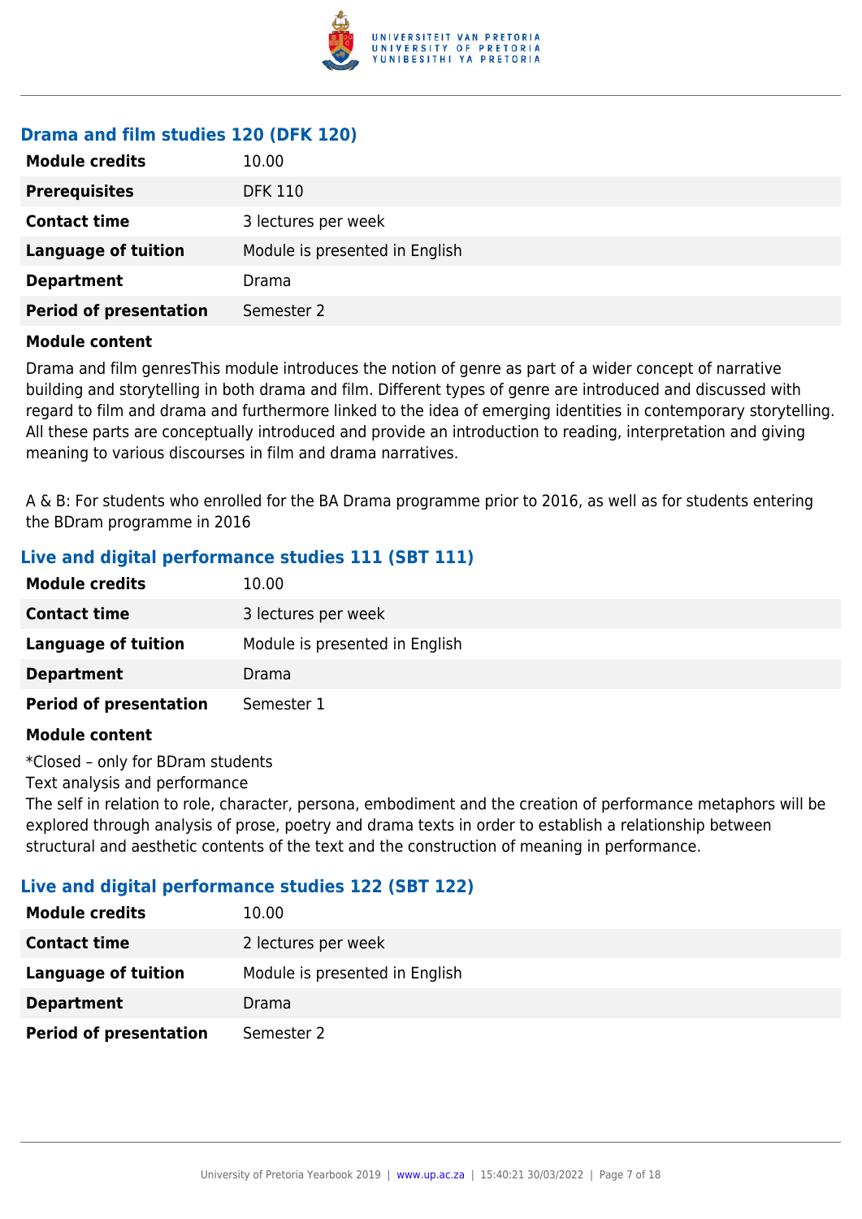### Drama and film studies 120 (DFK 120)

| | |
|---|---|
| **Module credits** | 10.00 |
| **Prerequisites** | DFK 110 |
| **Contact time** | 3 lectures per week |
| **Language of tuition** | Module is presented in English |
| **Department** | Drama |
| **Period of presentation** | Semester 2 |

**Module content**

Drama and film genresThis module introduces the notion of genre as part of a wider concept of narrative building and storytelling in both drama and film. Different types of genre are introduced and discussed with regard to film and drama and furthermore linked to the idea of emerging identities in contemporary storytelling. All these parts are conceptually introduced and provide an introduction to reading, interpretation and giving meaning to various discourses in film and drama narratives.

A & B: For students who enrolled for the BA Drama programme prior to 2016, as well as for students entering the BDram programme in 2016

### Live and digital performance studies 111 (SBT 111)

| | |
|---|---|
| **Module credits** | 10.00 |
| **Contact time** | 3 lectures per week |
| **Language of tuition** | Module is presented in English |
| **Department** | Drama |
| **Period of presentation** | Semester 1 |

**Module content**

*Closed – only for BDram students

Text analysis and performance

The self in relation to role, character, persona, embodiment and the creation of performance metaphors will be explored through analysis of prose, poetry and drama texts in order to establish a relationship between structural and aesthetic contents of the text and the construction of meaning in performance.

### Live and digital performance studies 122 (SBT 122)

| | |
|---|---|
| **Module credits** | 10.00 |
| **Contact time** | 2 lectures per week |
| **Language of tuition** | Module is presented in English |
| **Department** | Drama |
| **Period of presentation** | Semester 2 |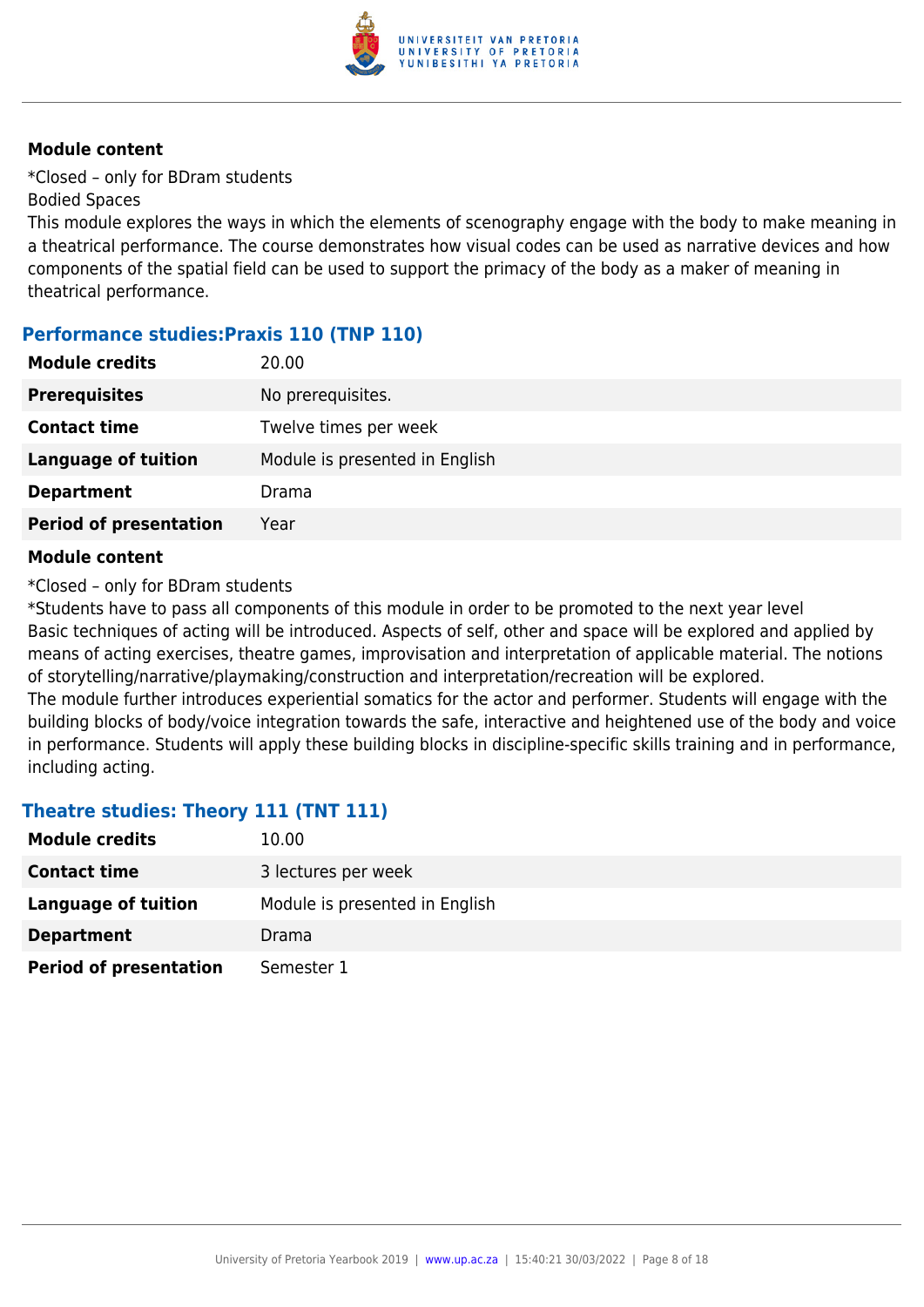#### Module content

*Closed – only for BDram students

Bodied Spaces

This module explores the ways in which the elements of scenography engage with the body to make meaning in a theatrical performance. The course demonstrates how visual codes can be used as narrative devices and how components of the spatial field can be used to support the primacy of the body as a maker of meaning in theatrical performance.

### Performance studies:Praxis 110 (TNP 110)

| | |
|---|---|
| **Module credits** | 20.00 |
| **Prerequisites** | No prerequisites. |
| **Contact time** | Twelve times per week |
| **Language of tuition** | Module is presented in English |
| **Department** | Drama |
| **Period of presentation** | Year |

#### Module content

*Closed – only for BDram students

*Students have to pass all components of this module in order to be promoted to the next year level

Basic techniques of acting will be introduced. Aspects of self, other and space will be explored and applied by means of acting exercises, theatre games, improvisation and interpretation of applicable material. The notions of storytelling/narrative/playmaking/construction and interpretation/recreation will be explored.

The module further introduces experiential somatics for the actor and performer. Students will engage with the building blocks of body/voice integration towards the safe, interactive and heightened use of the body and voice in performance. Students will apply these building blocks in discipline-specific skills training and in performance, including acting.

### Theatre studies: Theory 111 (TNT 111)

| | |
|---|---|
| **Module credits** | 10.00 |
| **Contact time** | 3 lectures per week |
| **Language of tuition** | Module is presented in English |
| **Department** | Drama |
| **Period of presentation** | Semester 1 |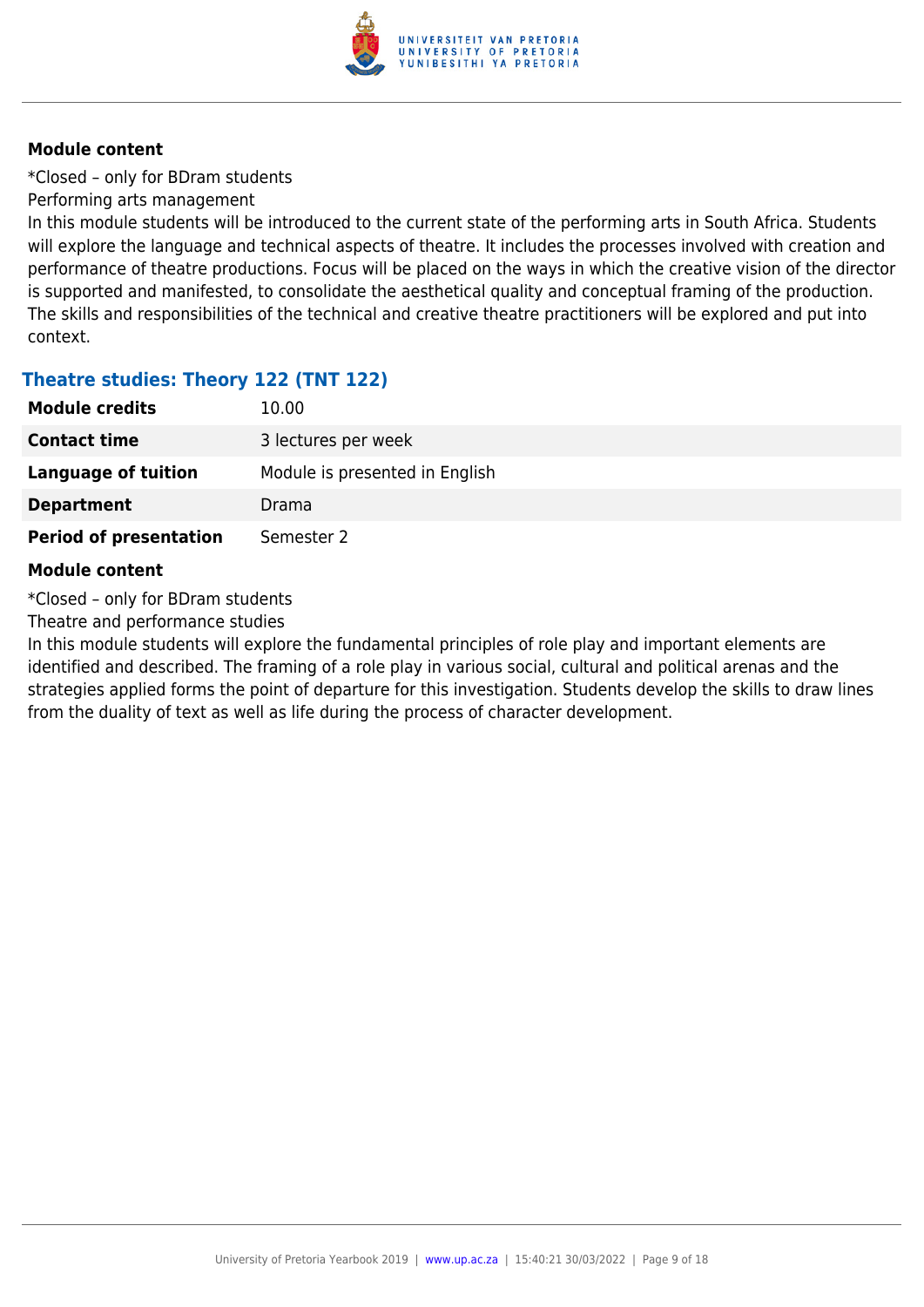#### Module content

*Closed – only for BDram students
Performing arts management
In this module students will be introduced to the current state of the performing arts in South Africa. Students will explore the language and technical aspects of theatre. It includes the processes involved with creation and performance of theatre productions. Focus will be placed on the ways in which the creative vision of the director is supported and manifested, to consolidate the aesthetical quality and conceptual framing of the production. The skills and responsibilities of the technical and creative theatre practitioners will be explored and put into context.

### Theatre studies: Theory 122 (TNT 122)

| | |
|---|---|
| **Module credits** | 10.00 |
| **Contact time** | 3 lectures per week |
| **Language of tuition** | Module is presented in English |
| **Department** | Drama |
| **Period of presentation** | Semester 2 |

#### Module content

*Closed – only for BDram students
Theatre and performance studies
In this module students will explore the fundamental principles of role play and important elements are identified and described. The framing of a role play in various social, cultural and political arenas and the strategies applied forms the point of departure for this investigation. Students develop the skills to draw lines from the duality of text as well as life during the process of character development.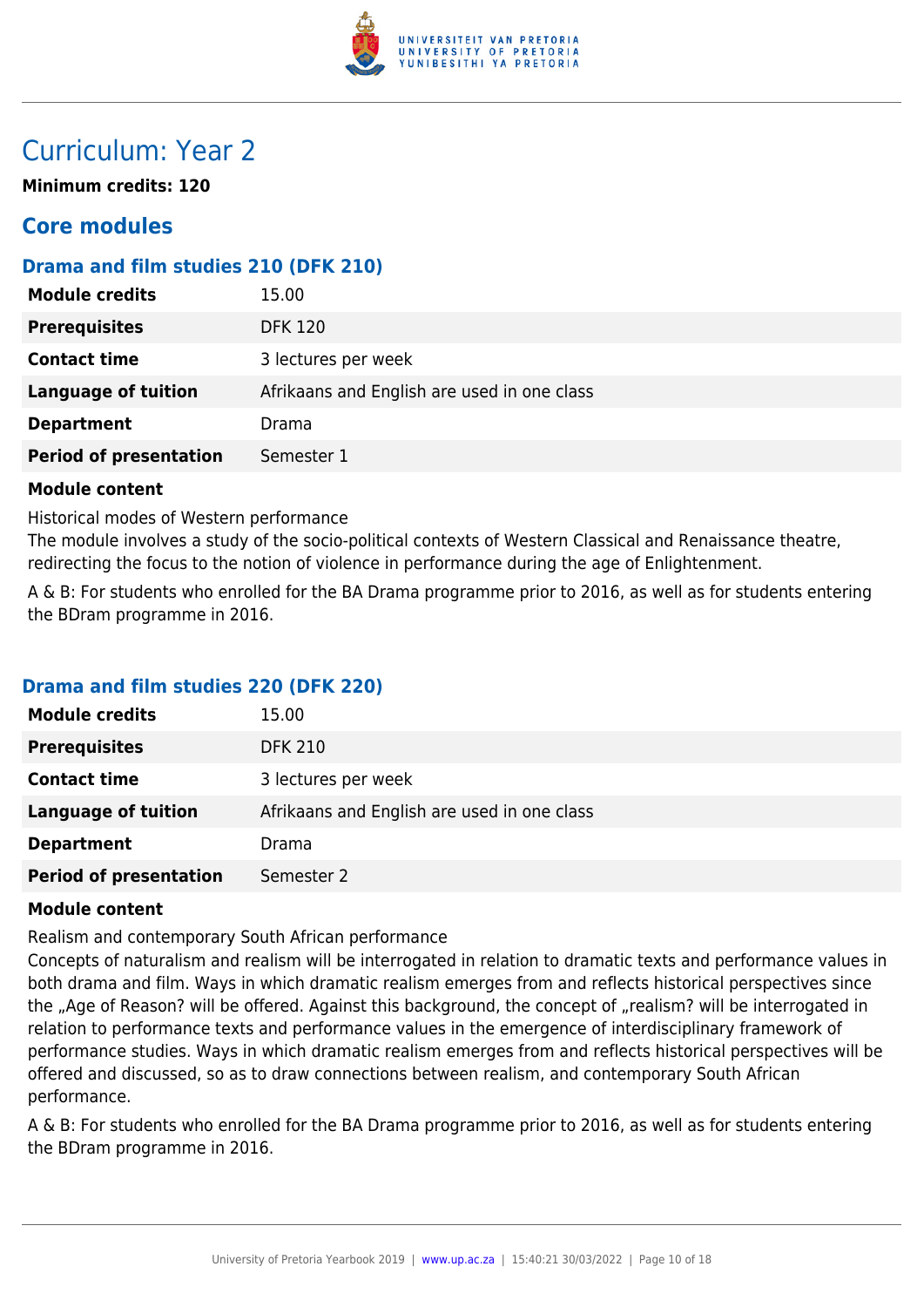# Curriculum: Year 2

**Minimum credits: 120**

## Core modules

### Drama and film studies 210 (DFK 210)

| **Module credits** | 15.00 |
|---|---|
| **Prerequisites** | DFK 120 |
| **Contact time** | 3 lectures per week |
| **Language of tuition** | Afrikaans and English are used in one class |
| **Department** | Drama |
| **Period of presentation** | Semester 1 |

**Module content**

Historical modes of Western performance
The module involves a study of the socio-political contexts of Western Classical and Renaissance theatre, redirecting the focus to the notion of violence in performance during the age of Enlightenment.

A & B: For students who enrolled for the BA Drama programme prior to 2016, as well as for students entering the BDram programme in 2016.

### Drama and film studies 220 (DFK 220)

| **Module credits** | 15.00 |
|---|---|
| **Prerequisites** | DFK 210 |
| **Contact time** | 3 lectures per week |
| **Language of tuition** | Afrikaans and English are used in one class |
| **Department** | Drama |
| **Period of presentation** | Semester 2 |

**Module content**

Realism and contemporary South African performance
Concepts of naturalism and realism will be interrogated in relation to dramatic texts and performance values in both drama and film. Ways in which dramatic realism emerges from and reflects historical perspectives since the „Age of Reason? will be offered. Against this background, the concept of „realism? will be interrogated in relation to performance texts and performance values in the emergence of interdisciplinary framework of performance studies. Ways in which dramatic realism emerges from and reflects historical perspectives will be offered and discussed, so as to draw connections between realism, and contemporary South African performance.

A & B: For students who enrolled for the BA Drama programme prior to 2016, as well as for students entering the BDram programme in 2016.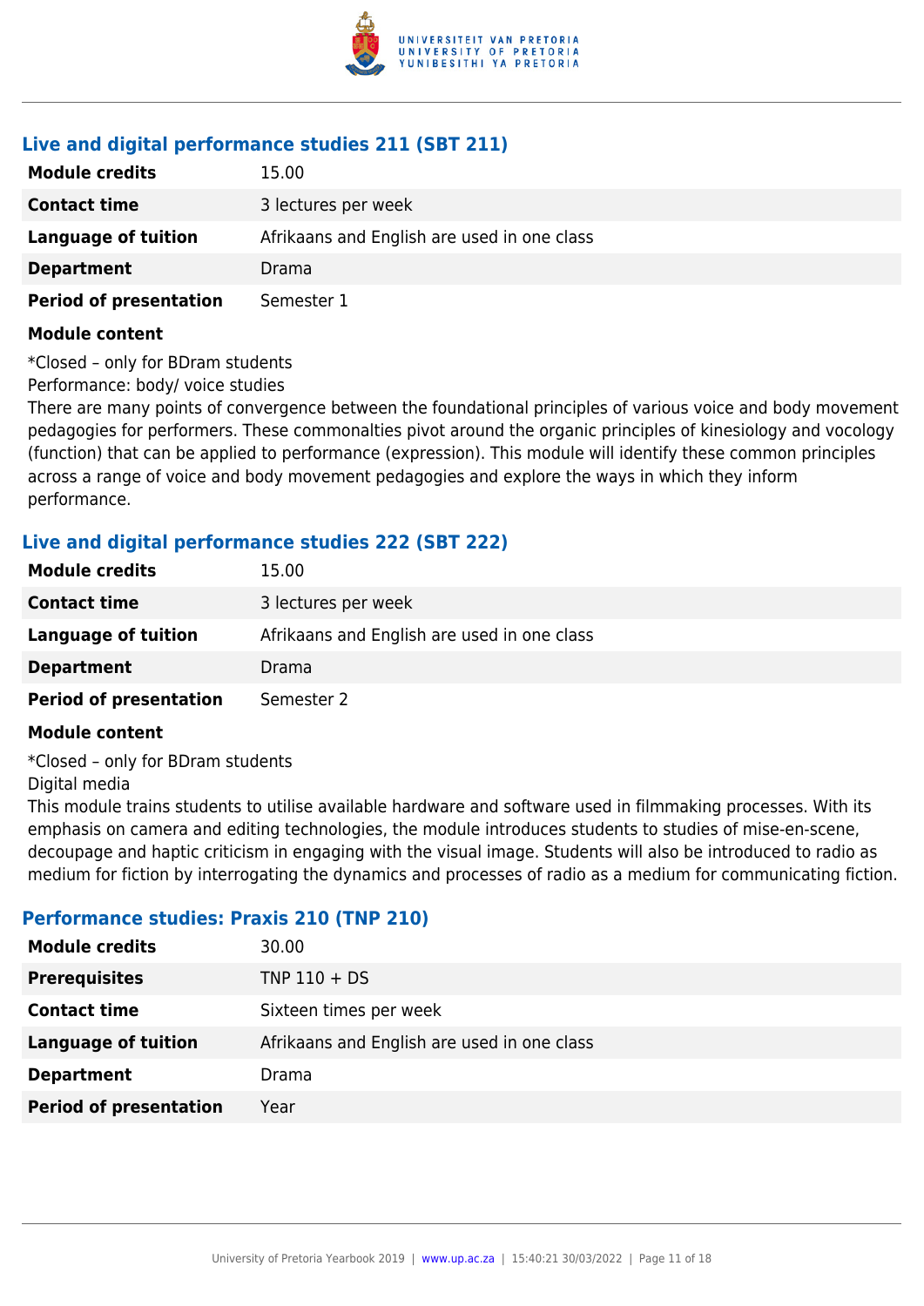### Live and digital performance studies 211 (SBT 211)

| | |
|---|---|
| **Module credits** | 15.00 |
| **Contact time** | 3 lectures per week |
| **Language of tuition** | Afrikaans and English are used in one class |
| **Department** | Drama |
| **Period of presentation** | Semester 1 |

**Module content**

*Closed – only for BDram students
Performance: body/ voice studies
There are many points of convergence between the foundational principles of various voice and body movement pedagogies for performers. These commonalties pivot around the organic principles of kinesiology and vocology (function) that can be applied to performance (expression). This module will identify these common principles across a range of voice and body movement pedagogies and explore the ways in which they inform performance.

### Live and digital performance studies 222 (SBT 222)

| | |
|---|---|
| **Module credits** | 15.00 |
| **Contact time** | 3 lectures per week |
| **Language of tuition** | Afrikaans and English are used in one class |
| **Department** | Drama |
| **Period of presentation** | Semester 2 |

**Module content**

*Closed – only for BDram students
Digital media
This module trains students to utilise available hardware and software used in filmmaking processes. With its emphasis on camera and editing technologies, the module introduces students to studies of mise-en-scene, decoupage and haptic criticism in engaging with the visual image. Students will also be introduced to radio as medium for fiction by interrogating the dynamics and processes of radio as a medium for communicating fiction.

### Performance studies: Praxis 210 (TNP 210)

| | |
|---|---|
| **Module credits** | 30.00 |
| **Prerequisites** | TNP 110 + DS |
| **Contact time** | Sixteen times per week |
| **Language of tuition** | Afrikaans and English are used in one class |
| **Department** | Drama |
| **Period of presentation** | Year |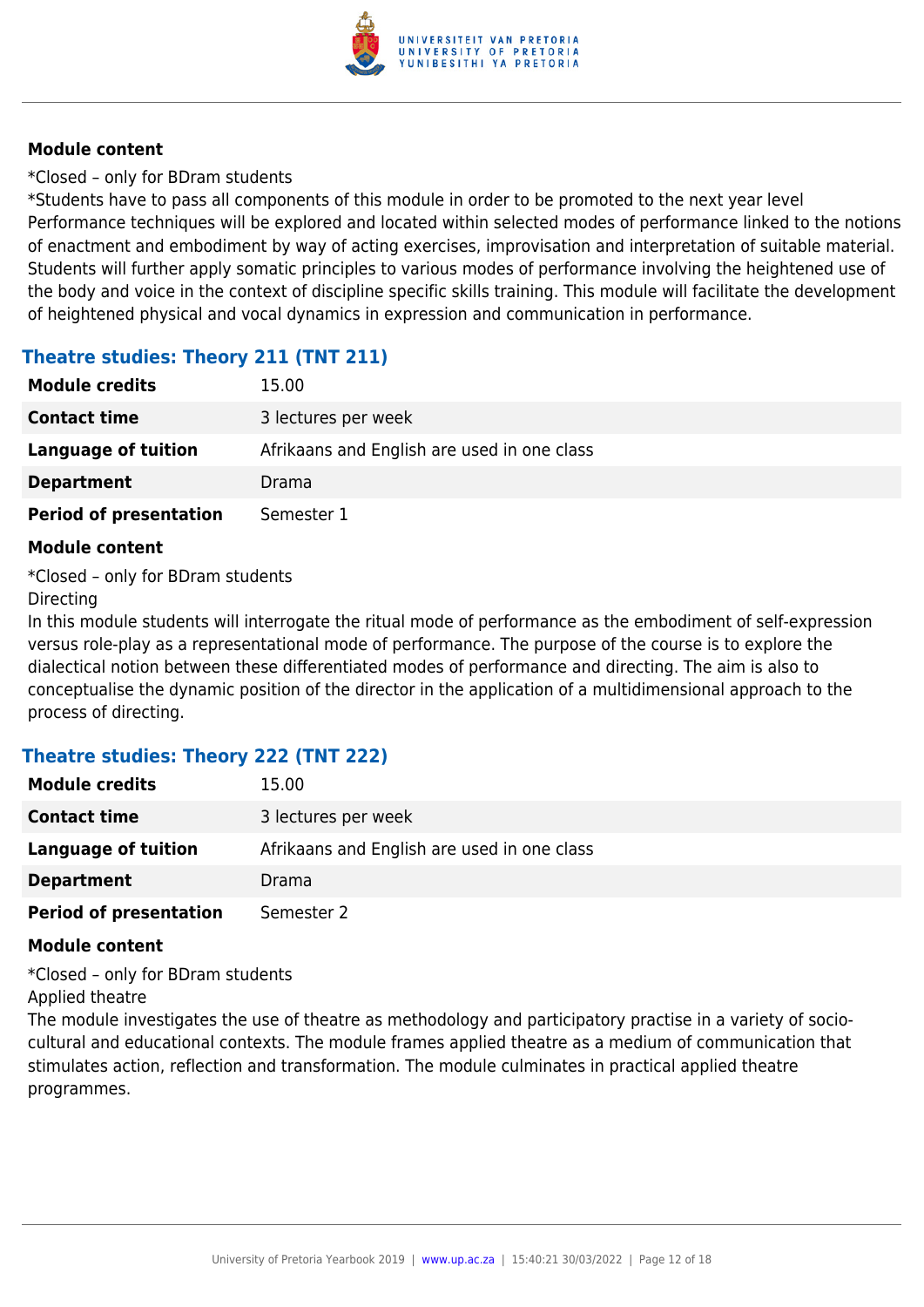**Module content**

*Closed – only for BDram students

*Students have to pass all components of this module in order to be promoted to the next year level

Performance techniques will be explored and located within selected modes of performance linked to the notions of enactment and embodiment by way of acting exercises, improvisation and interpretation of suitable material. Students will further apply somatic principles to various modes of performance involving the heightened use of the body and voice in the context of discipline specific skills training. This module will facilitate the development of heightened physical and vocal dynamics in expression and communication in performance.

### Theatre studies: Theory 211 (TNT 211)

| | |
|---|---|
| **Module credits** | 15.00 |
| **Contact time** | 3 lectures per week |
| **Language of tuition** | Afrikaans and English are used in one class |
| **Department** | Drama |
| **Period of presentation** | Semester 1 |

**Module content**

*Closed – only for BDram students

Directing

In this module students will interrogate the ritual mode of performance as the embodiment of self-expression versus role-play as a representational mode of performance. The purpose of the course is to explore the dialectical notion between these differentiated modes of performance and directing. The aim is also to conceptualise the dynamic position of the director in the application of a multidimensional approach to the process of directing.

### Theatre studies: Theory 222 (TNT 222)

| | |
|---|---|
| **Module credits** | 15.00 |
| **Contact time** | 3 lectures per week |
| **Language of tuition** | Afrikaans and English are used in one class |
| **Department** | Drama |
| **Period of presentation** | Semester 2 |

**Module content**

*Closed – only for BDram students

Applied theatre

The module investigates the use of theatre as methodology and participatory practise in a variety of socio-cultural and educational contexts. The module frames applied theatre as a medium of communication that stimulates action, reflection and transformation. The module culminates in practical applied theatre programmes.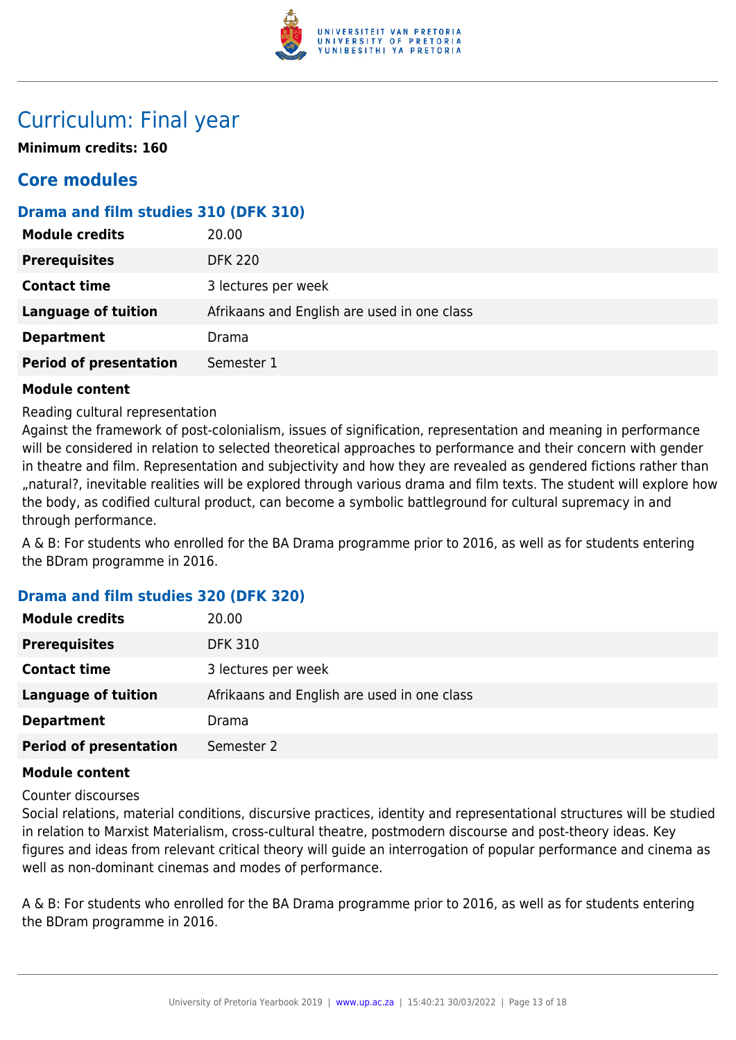# Curriculum: Final year

**Minimum credits: 160**

## Core modules

### Drama and film studies 310 (DFK 310)

| | |
|---|---|
| **Module credits** | 20.00 |
| **Prerequisites** | DFK 220 |
| **Contact time** | 3 lectures per week |
| **Language of tuition** | Afrikaans and English are used in one class |
| **Department** | Drama |
| **Period of presentation** | Semester 1 |

**Module content**

Reading cultural representation
Against the framework of post-colonialism, issues of signification, representation and meaning in performance will be considered in relation to selected theoretical approaches to performance and their concern with gender in theatre and film. Representation and subjectivity and how they are revealed as gendered fictions rather than „natural?, inevitable realities will be explored through various drama and film texts. The student will explore how the body, as codified cultural product, can become a symbolic battleground for cultural supremacy in and through performance.

A & B: For students who enrolled for the BA Drama programme prior to 2016, as well as for students entering the BDram programme in 2016.

### Drama and film studies 320 (DFK 320)

| | |
|---|---|
| **Module credits** | 20.00 |
| **Prerequisites** | DFK 310 |
| **Contact time** | 3 lectures per week |
| **Language of tuition** | Afrikaans and English are used in one class |
| **Department** | Drama |
| **Period of presentation** | Semester 2 |

**Module content**

Counter discourses
Social relations, material conditions, discursive practices, identity and representational structures will be studied in relation to Marxist Materialism, cross-cultural theatre, postmodern discourse and post-theory ideas. Key figures and ideas from relevant critical theory will guide an interrogation of popular performance and cinema as well as non-dominant cinemas and modes of performance.

A & B: For students who enrolled for the BA Drama programme prior to 2016, as well as for students entering the BDram programme in 2016.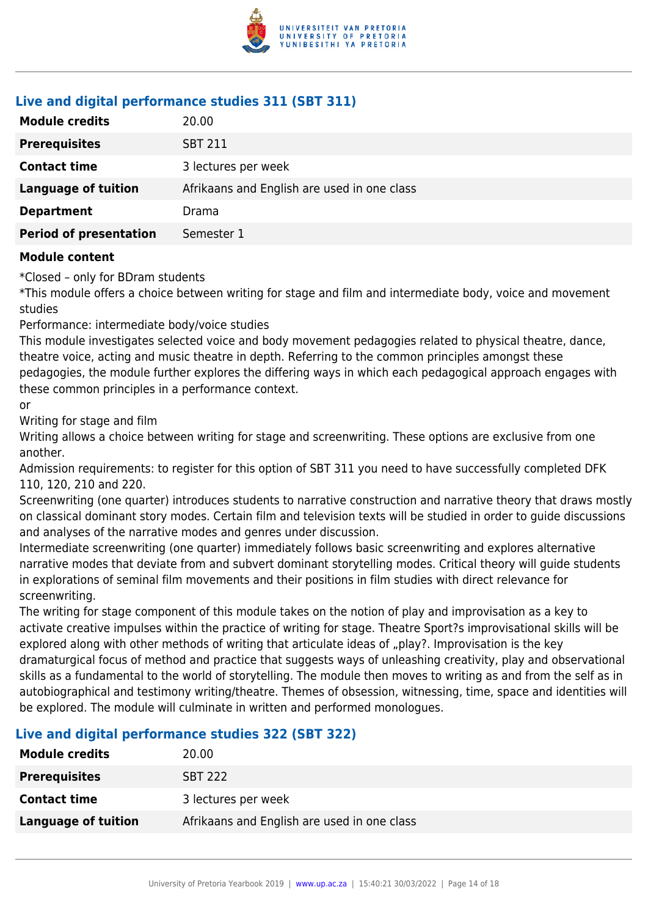### Live and digital performance studies 311 (SBT 311)

| | |
|---|---|
| **Module credits** | 20.00 |
| **Prerequisites** | SBT 211 |
| **Contact time** | 3 lectures per week |
| **Language of tuition** | Afrikaans and English are used in one class |
| **Department** | Drama |
| **Period of presentation** | Semester 1 |

**Module content**

*Closed – only for BDram students

*This module offers a choice between writing for stage and film and intermediate body, voice and movement studies

Performance: intermediate body/voice studies

This module investigates selected voice and body movement pedagogies related to physical theatre, dance, theatre voice, acting and music theatre in depth. Referring to the common principles amongst these pedagogies, the module further explores the differing ways in which each pedagogical approach engages with these common principles in a performance context.

or

Writing for stage and film

Writing allows a choice between writing for stage and screenwriting. These options are exclusive from one another.

Admission requirements: to register for this option of SBT 311 you need to have successfully completed DFK 110, 120, 210 and 220.

Screenwriting (one quarter) introduces students to narrative construction and narrative theory that draws mostly on classical dominant story modes. Certain film and television texts will be studied in order to guide discussions and analyses of the narrative modes and genres under discussion.

Intermediate screenwriting (one quarter) immediately follows basic screenwriting and explores alternative narrative modes that deviate from and subvert dominant storytelling modes. Critical theory will guide students in explorations of seminal film movements and their positions in film studies with direct relevance for screenwriting.

The writing for stage component of this module takes on the notion of play and improvisation as a key to activate creative impulses within the practice of writing for stage. Theatre Sport?s improvisational skills will be explored along with other methods of writing that articulate ideas of „play?. Improvisation is the key dramaturgical focus of method and practice that suggests ways of unleashing creativity, play and observational skills as a fundamental to the world of storytelling. The module then moves to writing as and from the self as in autobiographical and testimony writing/theatre. Themes of obsession, witnessing, time, space and identities will be explored. The module will culminate in written and performed monologues.

### Live and digital performance studies 322 (SBT 322)

| | |
|---|---|
| **Module credits** | 20.00 |
| **Prerequisites** | SBT 222 |
| **Contact time** | 3 lectures per week |
| **Language of tuition** | Afrikaans and English are used in one class |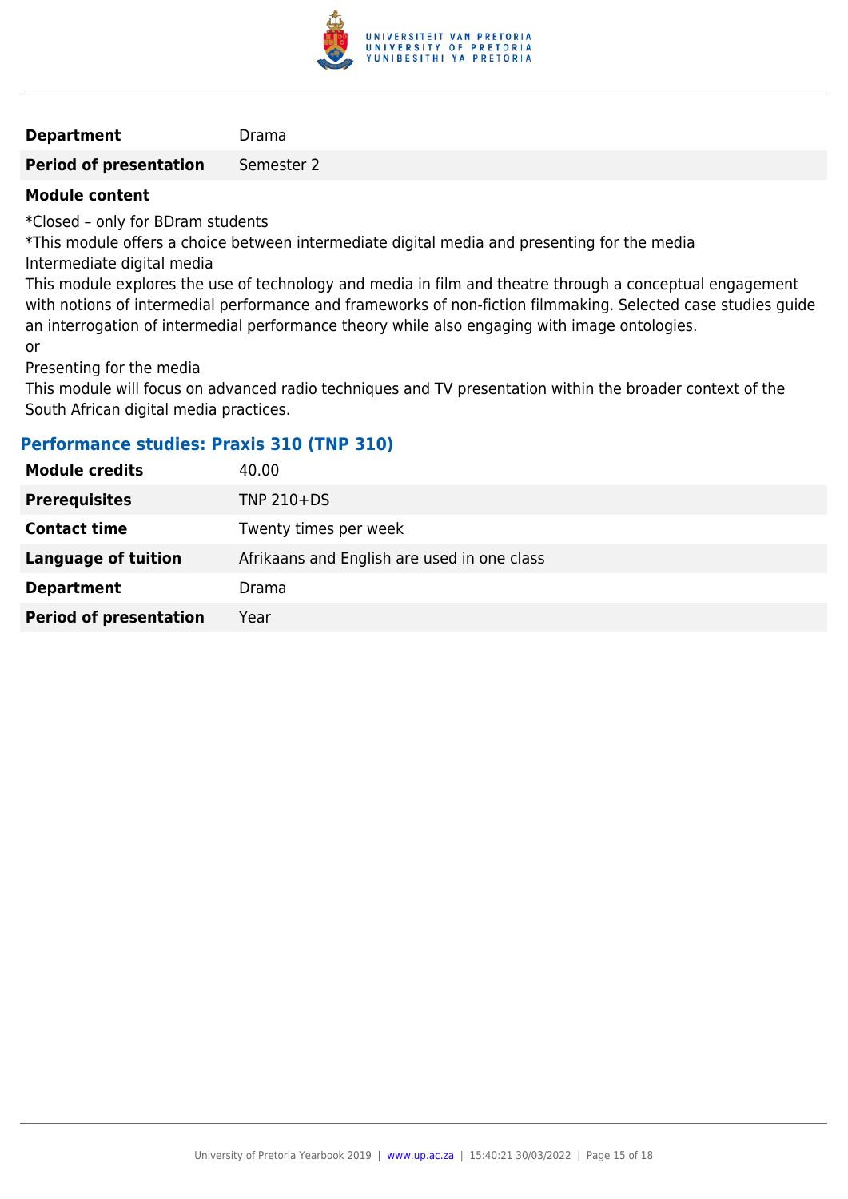| | |
|---|---|
| **Department** | Drama |
| **Period of presentation** | Semester 2 |

**Module content**

*Closed – only for BDram students

*This module offers a choice between intermediate digital media and presenting for the media

Intermediate digital media

This module explores the use of technology and media in film and theatre through a conceptual engagement with notions of intermedial performance and frameworks of non-fiction filmmaking. Selected case studies guide an interrogation of intermedial performance theory while also engaging with image ontologies.

or

Presenting for the media

This module will focus on advanced radio techniques and TV presentation within the broader context of the South African digital media practices.

### Performance studies: Praxis 310 (TNP 310)

| | |
|---|---|
| **Module credits** | 40.00 |
| **Prerequisites** | TNP 210+DS |
| **Contact time** | Twenty times per week |
| **Language of tuition** | Afrikaans and English are used in one class |
| **Department** | Drama |
| **Period of presentation** | Year |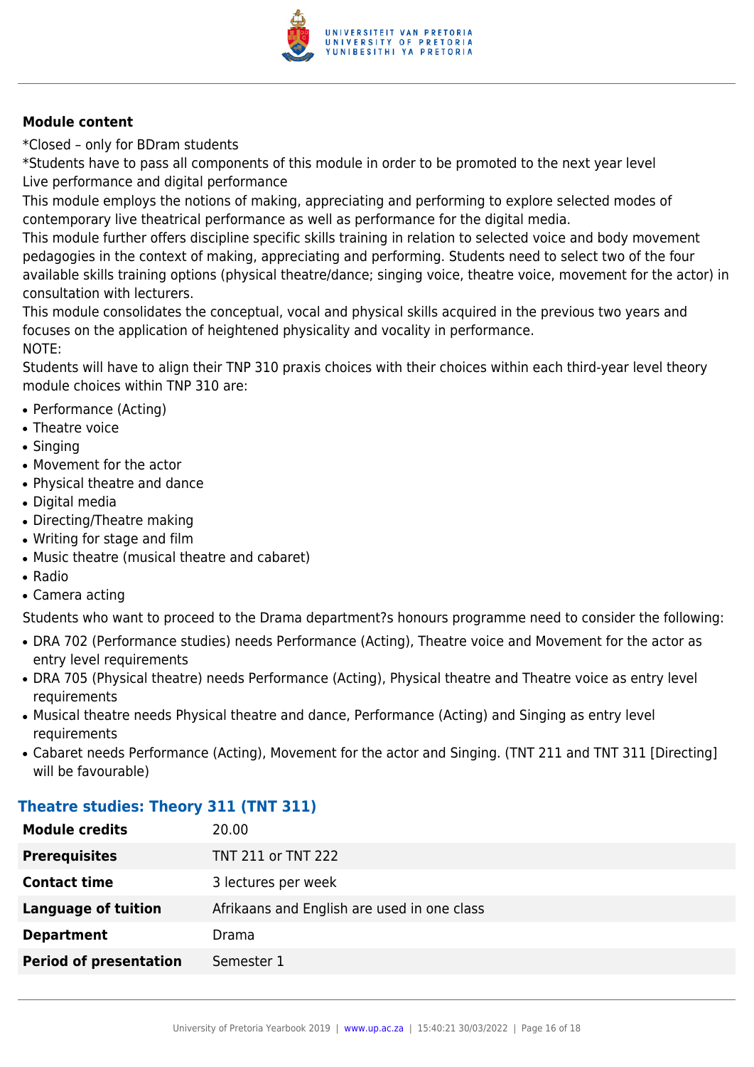**Module content**

*Closed – only for BDram students

*Students have to pass all components of this module in order to be promoted to the next year level

Live performance and digital performance

This module employs the notions of making, appreciating and performing to explore selected modes of contemporary live theatrical performance as well as performance for the digital media.

This module further offers discipline specific skills training in relation to selected voice and body movement pedagogies in the context of making, appreciating and performing. Students need to select two of the four available skills training options (physical theatre/dance; singing voice, theatre voice, movement for the actor) in consultation with lecturers.

This module consolidates the conceptual, vocal and physical skills acquired in the previous two years and focuses on the application of heightened physicality and vocality in performance.

NOTE:

Students will have to align their TNP 310 praxis choices with their choices within each third-year level theory module choices within TNP 310 are:

- Performance (Acting)
- Theatre voice
- Singing
- Movement for the actor
- Physical theatre and dance
- Digital media
- Directing/Theatre making
- Writing for stage and film
- Music theatre (musical theatre and cabaret)
- Radio
- Camera acting

Students who want to proceed to the Drama department?s honours programme need to consider the following:

- DRA 702 (Performance studies) needs Performance (Acting), Theatre voice and Movement for the actor as entry level requirements
- DRA 705 (Physical theatre) needs Performance (Acting), Physical theatre and Theatre voice as entry level requirements
- Musical theatre needs Physical theatre and dance, Performance (Acting) and Singing as entry level requirements
- Cabaret needs Performance (Acting), Movement for the actor and Singing. (TNT 211 and TNT 311 [Directing] will be favourable)

### Theatre studies: Theory 311 (TNT 311)

| | |
|---|---|
| **Module credits** | 20.00 |
| **Prerequisites** | TNT 211 or TNT 222 |
| **Contact time** | 3 lectures per week |
| **Language of tuition** | Afrikaans and English are used in one class |
| **Department** | Drama |
| **Period of presentation** | Semester 1 |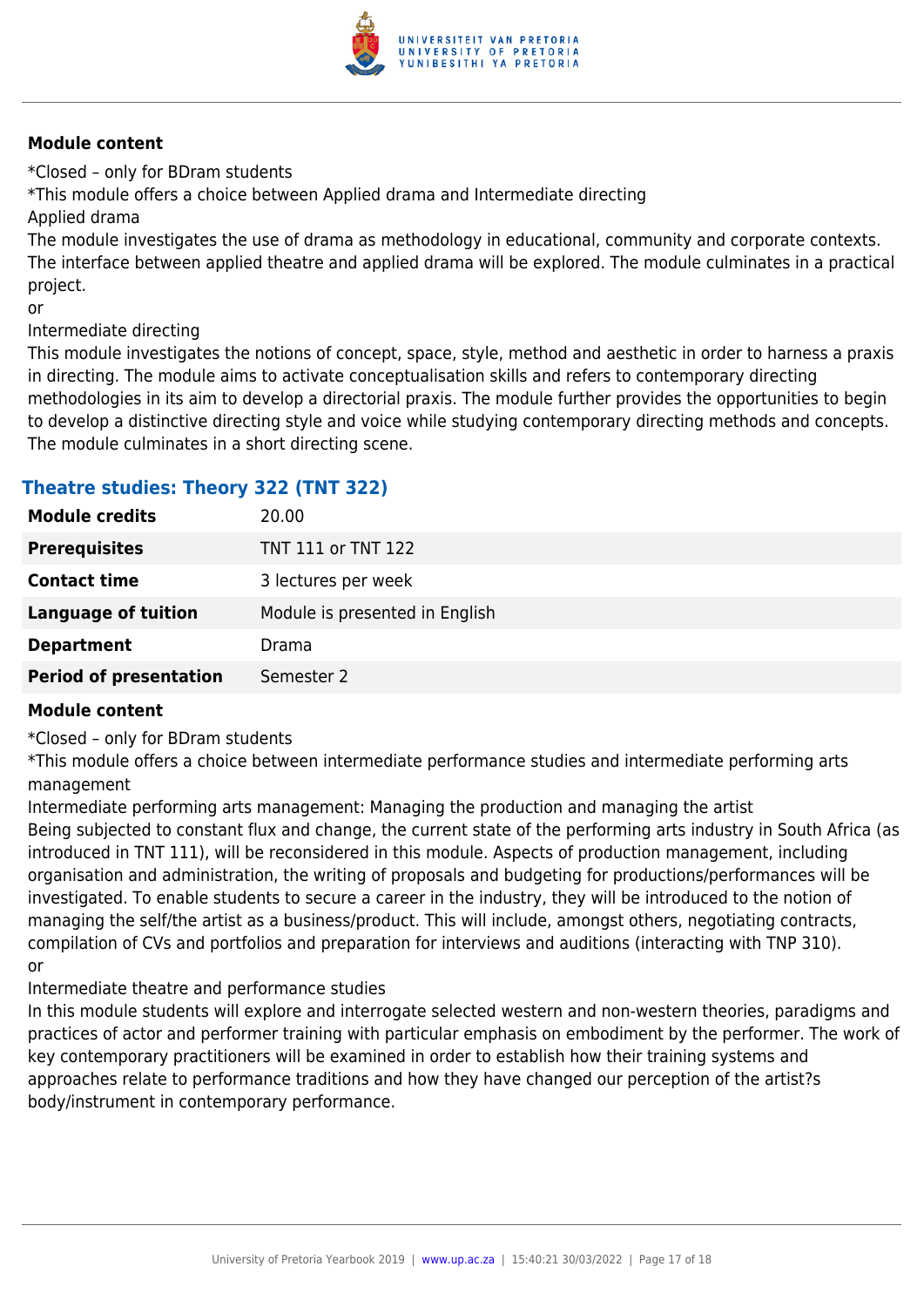**Module content**

*Closed – only for BDram students

*This module offers a choice between Applied drama and Intermediate directing

Applied drama

The module investigates the use of drama as methodology in educational, community and corporate contexts. The interface between applied theatre and applied drama will be explored. The module culminates in a practical project.

or

Intermediate directing

This module investigates the notions of concept, space, style, method and aesthetic in order to harness a praxis in directing. The module aims to activate conceptualisation skills and refers to contemporary directing methodologies in its aim to develop a directorial praxis. The module further provides the opportunities to begin to develop a distinctive directing style and voice while studying contemporary directing methods and concepts. The module culminates in a short directing scene.

## Theatre studies: Theory 322 (TNT 322)

| | |
|---|---|
| **Module credits** | 20.00 |
| **Prerequisites** | TNT 111 or TNT 122 |
| **Contact time** | 3 lectures per week |
| **Language of tuition** | Module is presented in English |
| **Department** | Drama |
| **Period of presentation** | Semester 2 |

**Module content**

*Closed – only for BDram students

*This module offers a choice between intermediate performance studies and intermediate performing arts management

Intermediate performing arts management: Managing the production and managing the artist

Being subjected to constant flux and change, the current state of the performing arts industry in South Africa (as introduced in TNT 111), will be reconsidered in this module. Aspects of production management, including organisation and administration, the writing of proposals and budgeting for productions/performances will be investigated. To enable students to secure a career in the industry, they will be introduced to the notion of managing the self/the artist as a business/product. This will include, amongst others, negotiating contracts, compilation of CVs and portfolios and preparation for interviews and auditions (interacting with TNP 310).

or

Intermediate theatre and performance studies

In this module students will explore and interrogate selected western and non-western theories, paradigms and practices of actor and performer training with particular emphasis on embodiment by the performer. The work of key contemporary practitioners will be examined in order to establish how their training systems and approaches relate to performance traditions and how they have changed our perception of the artist?s body/instrument in contemporary performance.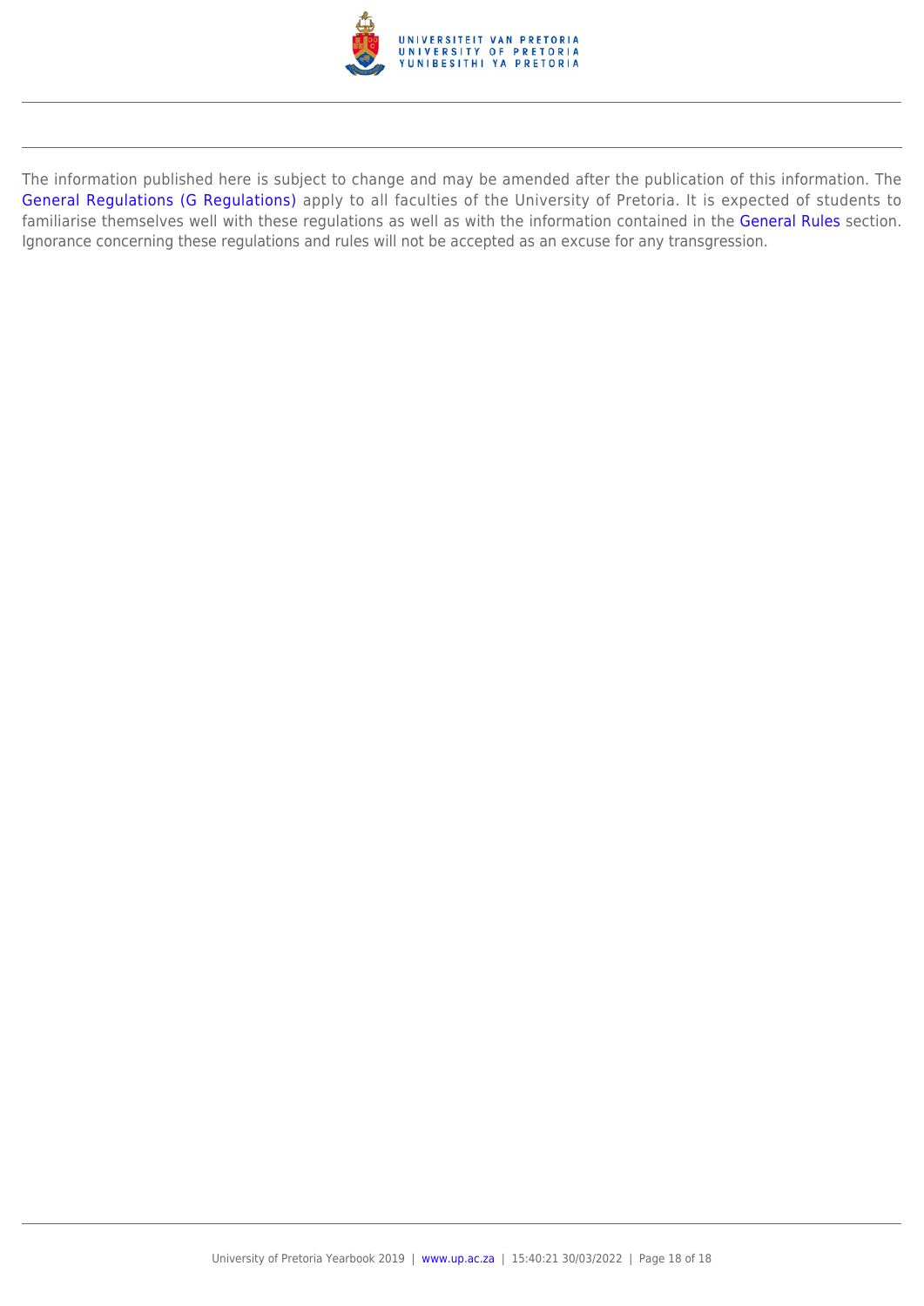The information published here is subject to change and may be amended after the publication of this information. The General Regulations (G Regulations) apply to all faculties of the University of Pretoria. It is expected of students to familiarise themselves well with these regulations as well as with the information contained in the General Rules section. Ignorance concerning these regulations and rules will not be accepted as an excuse for any transgression.